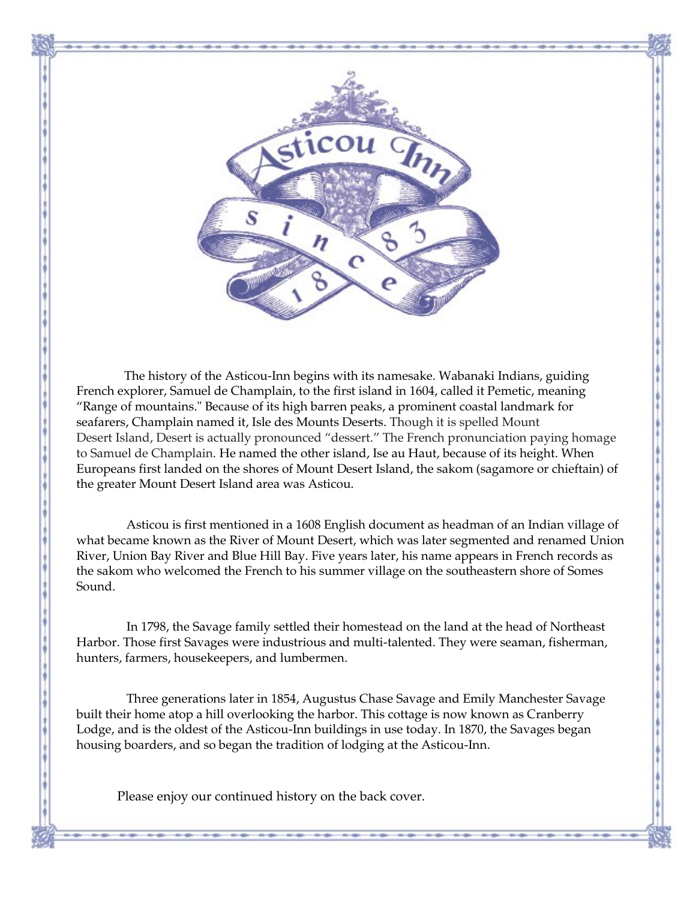# Asticou Inn

since 1883

The history of the Asticou-Inn begins with its namesake. Wabanaki Indians, guiding French explorer, Samuel de Champlain, to the first island in 1604, called it Pemetic, meaning "Range of mountains." Because of its high barren peaks, a prominent coastal landmark for seafarers, Champlain named it, Isle des Mounts Deserts. Though it is spelled Mount Desert Island, Desert is actually pronounced "dessert." The French pronunciation paying homage to Samuel de Champlain. He named the other island, Ise au Haut, because of its height. When Europeans first landed on the shores of Mount Desert Island, the sakom (sagamore or chieftain) of the greater Mount Desert Island area was Asticou.

Asticou is first mentioned in a 1608 English document as headman of an Indian village of what became known as the River of Mount Desert, which was later segmented and renamed Union River, Union Bay River and Blue Hill Bay. Five years later, his name appears in French records as the sakom who welcomed the French to his summer village on the southeastern shore of Somes Sound.

In 1798, the Savage family settled their homestead on the land at the head of Northeast Harbor. Those first Savages were industrious and multi-talented. They were seaman, fisherman, hunters, farmers, housekeepers, and lumbermen.

Three generations later in 1854, Augustus Chase Savage and Emily Manchester Savage built their home atop a hill overlooking the harbor. This cottage is now known as Cranberry Lodge, and is the oldest of the Asticou-Inn buildings in use today. In 1870, the Savages began housing boarders, and so began the tradition of lodging at the Asticou-Inn.

Please enjoy our continued history on the back cover.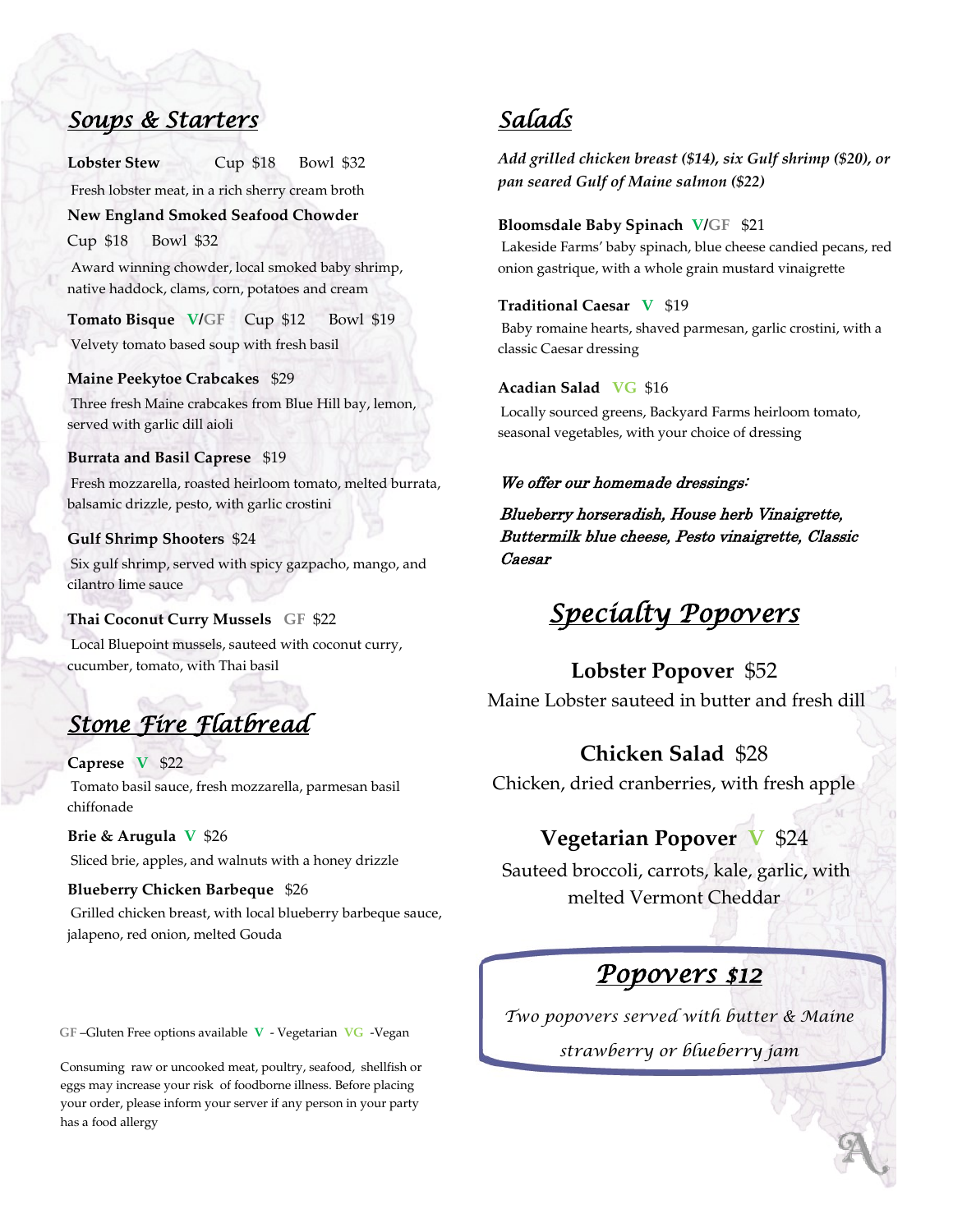## *Soups & Starters*

**Lobster Stew** Cup $18 Bowl $32
Fresh lobster meat, in a rich sherry cream broth

**New England Smoked Seafood Chowder**
Cup $18 Bowl $32
Award winning chowder, local smoked baby shrimp, native haddock, clams, corn, potatoes and cream

**Tomato Bisque** V/GF Cup $12 Bowl $19
Velvety tomato based soup with fresh basil

**Maine Peekytoe Crabcakes** $29
Three fresh Maine crabcakes from Blue Hill bay, lemon, served with garlic dill aioli

**Burrata and Basil Caprese** $19
Fresh mozzarella, roasted heirloom tomato, melted burrata, balsamic drizzle, pesto, with garlic crostini

**Gulf Shrimp Shooters** $24
Six gulf shrimp, served with spicy gazpacho, mango, and cilantro lime sauce

**Thai Coconut Curry Mussels** GF $22
Local Bluepoint mussels, sauteed with coconut curry, cucumber, tomato, with Thai basil

## *Stone Fire Flatbread*

**Caprese** V $22
Tomato basil sauce, fresh mozzarella, parmesan basil chiffonade

**Brie & Arugula** V $26
Sliced brie, apples, and walnuts with a honey drizzle

**Blueberry Chicken Barbeque** $26
Grilled chicken breast, with local blueberry barbeque sauce, jalapeno, red onion, melted Gouda

GF –Gluten Free options available V - Vegetarian VG -Vegan

Consuming raw or uncooked meat, poultry, seafood, shellfish or eggs may increase your risk of foodborne illness. Before placing your order, please inform your server if any person in your party has a food allergy

## *Salads*

***Add grilled chicken breast ($14), six Gulf shrimp ($20), or pan seared Gulf of Maine salmon ($22)***

**Bloomsdale Baby Spinach** V/GF $21
Lakeside Farms' baby spinach, blue cheese candied pecans, red onion gastrique, with a whole grain mustard vinaigrette

**Traditional Caesar** V $19
Baby romaine hearts, shaved parmesan, garlic crostini, with a classic Caesar dressing

**Acadian Salad** VG $16
Locally sourced greens, Backyard Farms heirloom tomato, seasonal vegetables, with your choice of dressing

***We offer our homemade dressings:***

***Blueberry horseradish, House herb Vinaigrette, Buttermilk blue cheese, Pesto vinaigrette, Classic Caesar***

## *Specialty Popovers*

**Lobster Popover** $52
Maine Lobster sauteed in butter and fresh dill

**Chicken Salad** $28
Chicken, dried cranberries, with fresh apple

**Vegetarian Popover** V $24
Sauteed broccoli, carrots, kale, garlic, with melted Vermont Cheddar

## *Popovers $12*

*Two popovers served with butter & Maine strawberry or blueberry jam*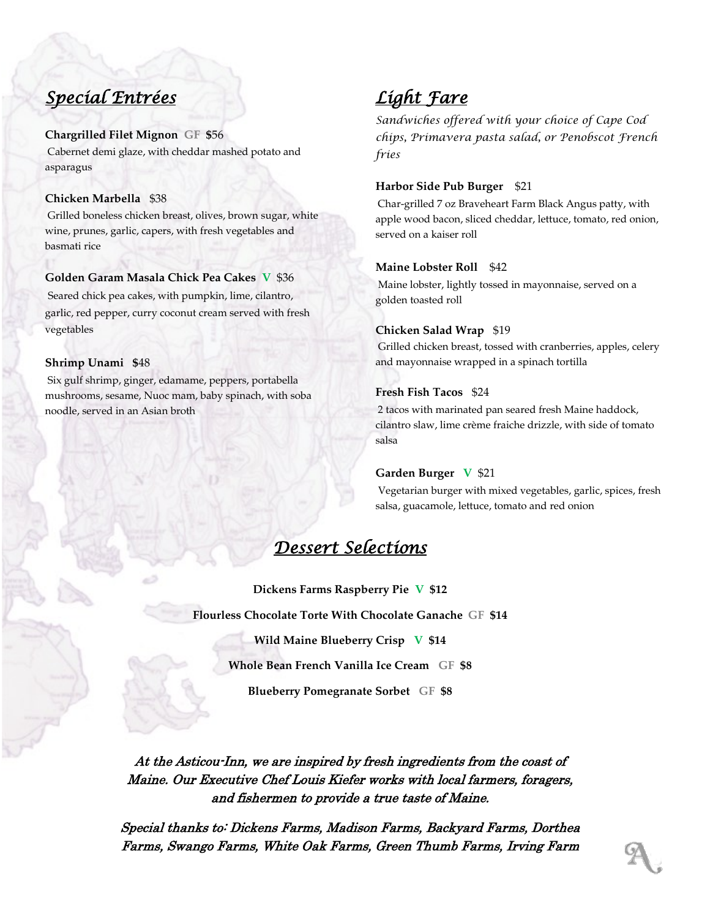## *Special Entrées*

**Chargrilled Filet Mignon** **GF** **$**56

Cabernet demi glaze, with cheddar mashed potato and asparagus

**Chicken Marbella** $38

Grilled boneless chicken breast, olives, brown sugar, white wine, prunes, garlic, capers, with fresh vegetables and basmati rice

**Golden Garam Masala Chick Pea Cakes** **V** $36

Seared chick pea cakes, with pumpkin, lime, cilantro, garlic, red pepper, curry coconut cream served with fresh vegetables

**Shrimp Unami** **$**48

Six gulf shrimp, ginger, edamame, peppers, portabella mushrooms, sesame, Nuoc mam, baby spinach, with soba noodle, served in an Asian broth

## *Light Fare*

*Sandwiches offered with your choice of Cape Cod chips, Primavera pasta salad, or Penobscot French fries*

**Harbor Side Pub Burger** $21

Char-grilled 7 oz Braveheart Farm Black Angus patty, with apple wood bacon, sliced cheddar, lettuce, tomato, red onion, served on a kaiser roll

**Maine Lobster Roll** $42

Maine lobster, lightly tossed in mayonnaise, served on a golden toasted roll

**Chicken Salad Wrap** $19

Grilled chicken breast, tossed with cranberries, apples, celery and mayonnaise wrapped in a spinach tortilla

**Fresh Fish Tacos** $24

2 tacos with marinated pan seared fresh Maine haddock, cilantro slaw, lime crème fraiche drizzle, with side of tomato salsa

**Garden Burger** **V** $21

Vegetarian burger with mixed vegetables, garlic, spices, fresh salsa, guacamole, lettuce, tomato and red onion

## *Dessert Selections*

**Dickens Farms Raspberry Pie** **V** **$12**

**Flourless Chocolate Torte With Chocolate Ganache** **GF** **$14**

**Wild Maine Blueberry Crisp** **V** **$14**

**Whole Bean French Vanilla Ice Cream** **GF** **$8**

**Blueberry Pomegranate Sorbet** **GF** **$8**

*At the Asticou-Inn, we are inspired by fresh ingredients from the coast of Maine. Our Executive Chef Louis Kiefer works with local farmers, foragers, and fishermen to provide a true taste of Maine.*

*Special thanks to: Dickens Farms, Madison Farms, Backyard Farms, Dorthea Farms, Swango Farms, White Oak Farms, Green Thumb Farms, Irving Farm*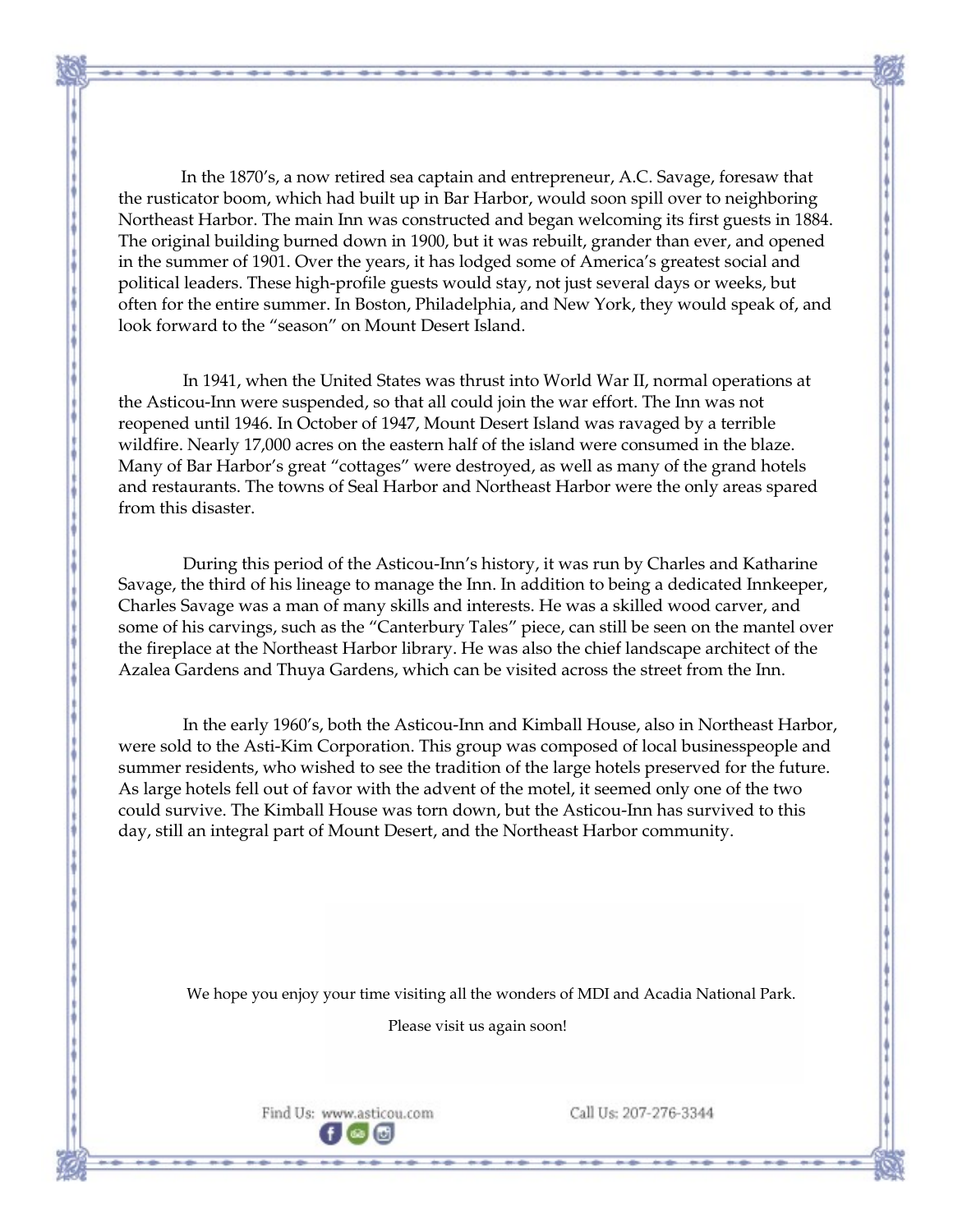In the 1870's, a now retired sea captain and entrepreneur, A.C. Savage, foresaw that the rusticator boom, which had built up in Bar Harbor, would soon spill over to neighboring Northeast Harbor. The main Inn was constructed and began welcoming its first guests in 1884. The original building burned down in 1900, but it was rebuilt, grander than ever, and opened in the summer of 1901. Over the years, it has lodged some of America's greatest social and political leaders. These high-profile guests would stay, not just several days or weeks, but often for the entire summer. In Boston, Philadelphia, and New York, they would speak of, and look forward to the "season" on Mount Desert Island.

In 1941, when the United States was thrust into World War II, normal operations at the Asticou-Inn were suspended, so that all could join the war effort. The Inn was not reopened until 1946. In October of 1947, Mount Desert Island was ravaged by a terrible wildfire. Nearly 17,000 acres on the eastern half of the island were consumed in the blaze. Many of Bar Harbor's great "cottages" were destroyed, as well as many of the grand hotels and restaurants. The towns of Seal Harbor and Northeast Harbor were the only areas spared from this disaster.

During this period of the Asticou-Inn's history, it was run by Charles and Katharine Savage, the third of his lineage to manage the Inn. In addition to being a dedicated Innkeeper, Charles Savage was a man of many skills and interests. He was a skilled wood carver, and some of his carvings, such as the "Canterbury Tales" piece, can still be seen on the mantel over the fireplace at the Northeast Harbor library. He was also the chief landscape architect of the Azalea Gardens and Thuya Gardens, which can be visited across the street from the Inn.

In the early 1960's, both the Asticou-Inn and Kimball House, also in Northeast Harbor, were sold to the Asti-Kim Corporation. This group was composed of local businesspeople and summer residents, who wished to see the tradition of the large hotels preserved for the future. As large hotels fell out of favor with the advent of the motel, it seemed only one of the two could survive. The Kimball House was torn down, but the Asticou-Inn has survived to this day, still an integral part of Mount Desert, and the Northeast Harbor community.

We hope you enjoy your time visiting all the wonders of MDI and Acadia National Park.

Please visit us again soon!

Find Us: www.asticou.com

Call Us: 207-276-3344